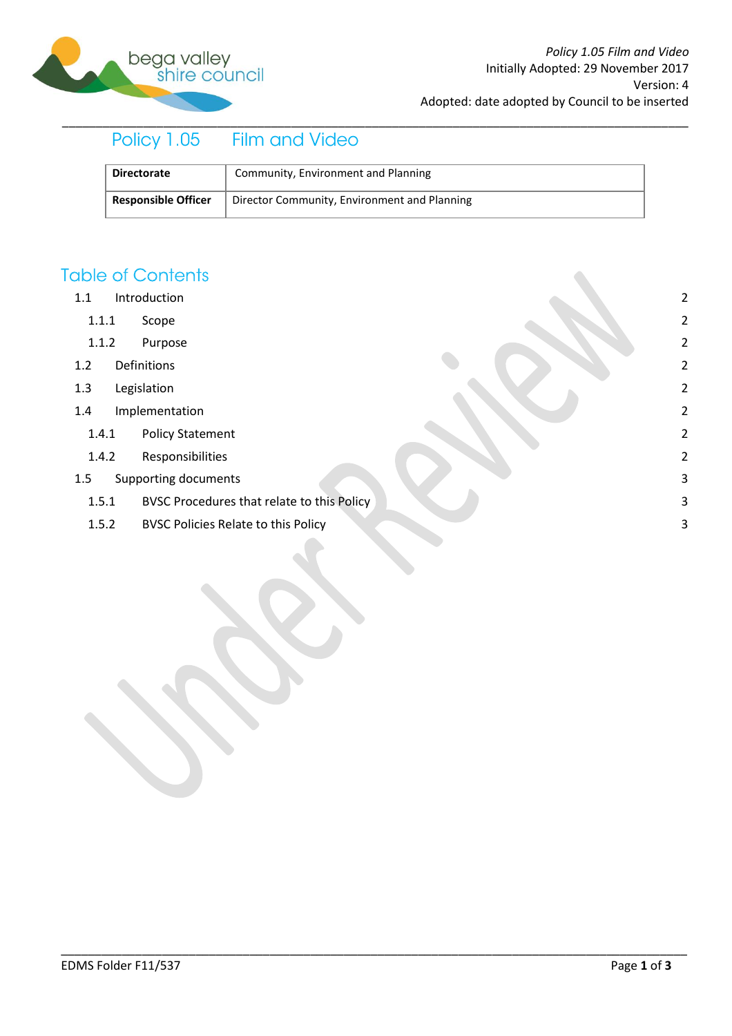*Policy 1.05 Film and Video*
Initially Adopted: 29 November 2017
Version: 4
Adopted: date adopted by Council to be inserted

# Policy 1.05 Film and Video

| Directorate | Community, Environment and Planning |
|---|---|
| **Responsible Officer** | Director Community, Environment and Planning |

## Table of Contents

- 1.1 Introduction — 2
  - 1.1.1 Scope — 2
  - 1.1.2 Purpose — 2
- 1.2 Definitions — 2
- 1.3 Legislation — 2
- 1.4 Implementation — 2
  - 1.4.1 Policy Statement — 2
  - 1.4.2 Responsibilities — 2
- 1.5 Supporting documents — 3
  - 1.5.1 BVSC Procedures that relate to this Policy — 3
  - 1.5.2 BVSC Policies Relate to this Policy — 3

Under Review

EDMS Folder F11/537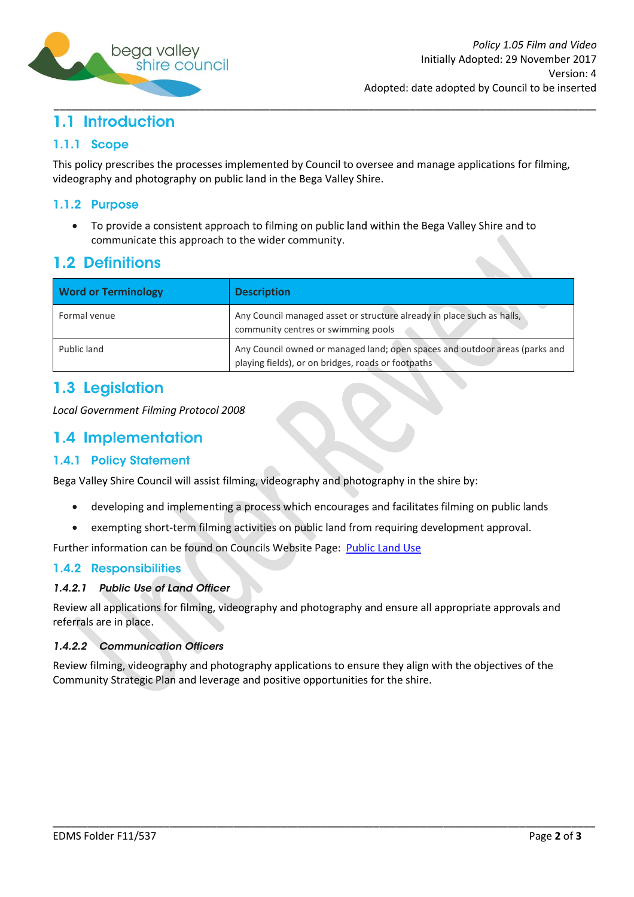## 1.1 Introduction

### 1.1.1 Scope

This policy prescribes the processes implemented by Council to oversee and manage applications for filming, videography and photography on public land in the Bega Valley Shire.

### 1.1.2 Purpose

- To provide a consistent approach to filming on public land within the Bega Valley Shire and to communicate this approach to the wider community.

## 1.2 Definitions

| Word or Terminology | Description |
| --- | --- |
| Formal venue | Any Council managed asset or structure already in place such as halls, community centres or swimming pools |
| Public land | Any Council owned or managed land; open spaces and outdoor areas (parks and playing fields), or on bridges, roads or footpaths |

## 1.3 Legislation

*Local Government Filming Protocol 2008*

## 1.4 Implementation

### 1.4.1 Policy Statement

Bega Valley Shire Council will assist filming, videography and photography in the shire by:

- developing and implementing a process which encourages and facilitates filming on public lands
- exempting short-term filming activities on public land from requiring development approval.

Further information can be found on Councils Website Page: [Public Land Use]

### 1.4.2 Responsibilities

#### *1.4.2.1 Public Use of Land Officer*

Review all applications for filming, videography and photography and ensure all appropriate approvals and referrals are in place.

#### *1.4.2.2 Communication Officers*

Review filming, videography and photography applications to ensure they align with the objectives of the Community Strategic Plan and leverage and positive opportunities for the shire.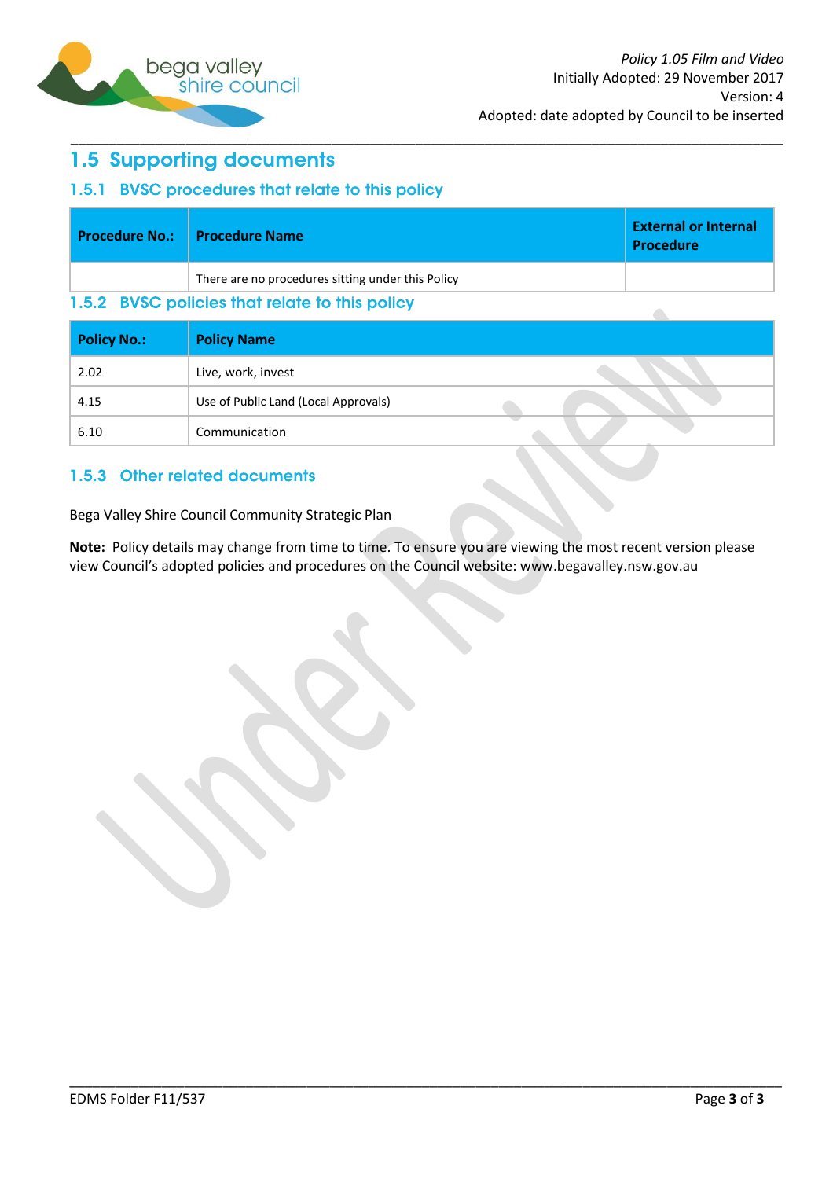## 1.5 Supporting documents

### 1.5.1 BVSC procedures that relate to this policy

| Procedure No.: | Procedure Name | External or Internal Procedure |
|---|---|---|
| | There are no procedures sitting under this Policy | |

### 1.5.2 BVSC policies that relate to this policy

| Policy No.: | Policy Name |
|---|---|
| 2.02 | Live, work, invest |
| 4.15 | Use of Public Land (Local Approvals) |
| 6.10 | Communication |

### 1.5.3 Other related documents

Bega Valley Shire Council Community Strategic Plan

**Note:** Policy details may change from time to time. To ensure you are viewing the most recent version please view Council's adopted policies and procedures on the Council website: www.begavalley.nsw.gov.au